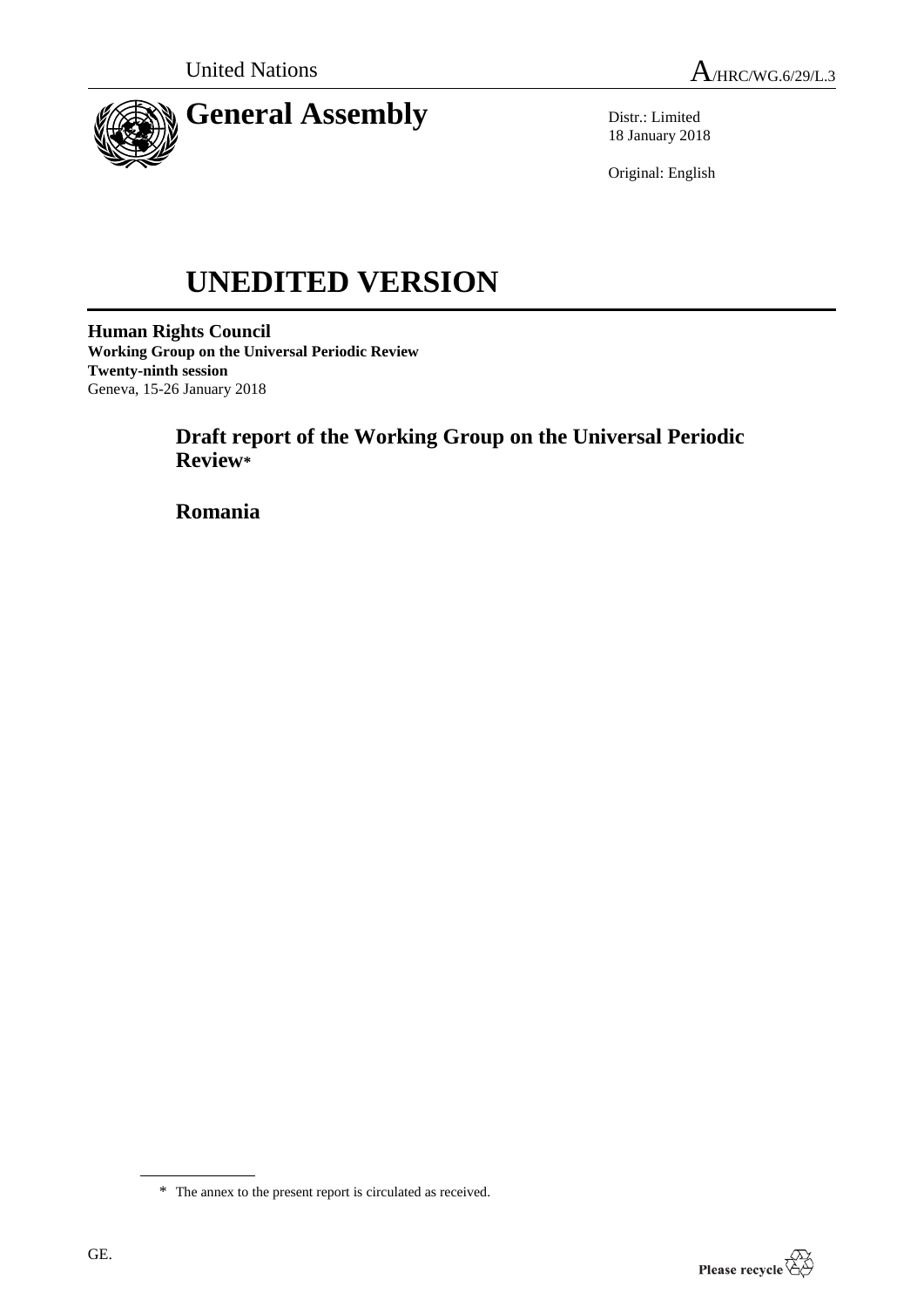United Nations

A/HRC/WG.6/29/L.3

# General Assembly

Distr.: Limited
18 January 2018

Original: English

# UNEDITED VERSION

**Human Rights Council**
**Working Group on the Universal Periodic Review**
**Twenty-ninth session**
Geneva, 15-26 January 2018

## Draft report of the Working Group on the Universal Periodic Review*

## Romania

---

\* The annex to the present report is circulated as received.

GE.

Please recycle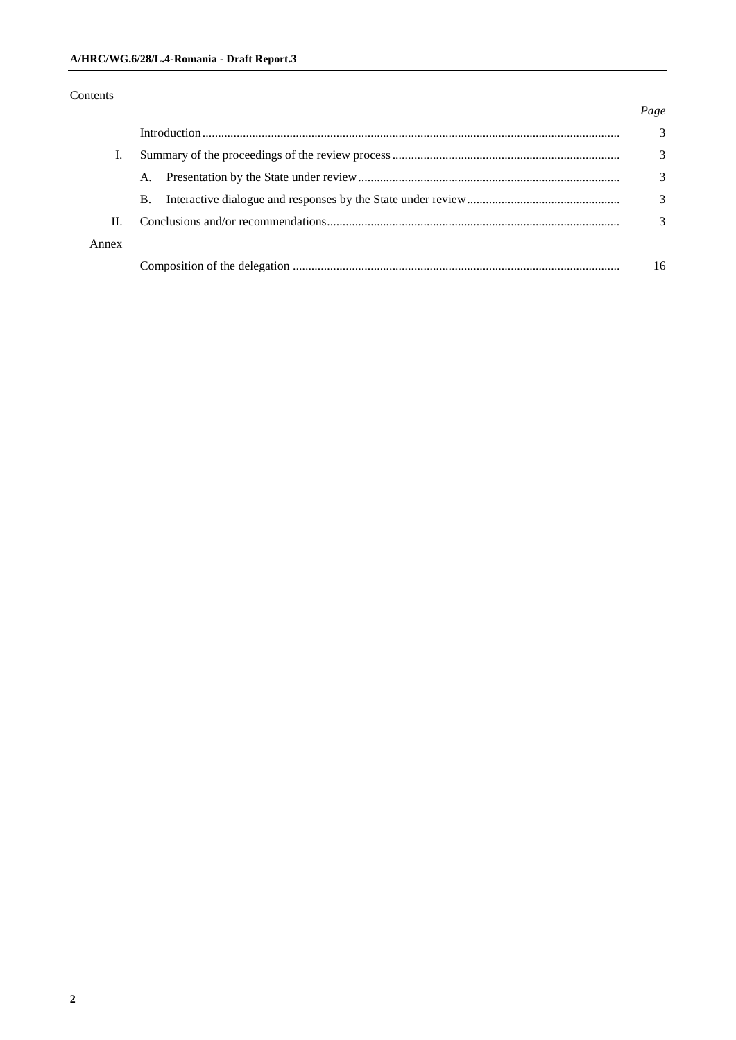Contents

| | | Page |
|---|---|---|
| | Introduction | 3 |
| I. | Summary of the proceedings of the review process | 3 |
| | A. Presentation by the State under review | 3 |
| | B. Interactive dialogue and responses by the State under review | 3 |
| II. | Conclusions and/or recommendations | 3 |
| Annex | | |
| | Composition of the delegation | 16 |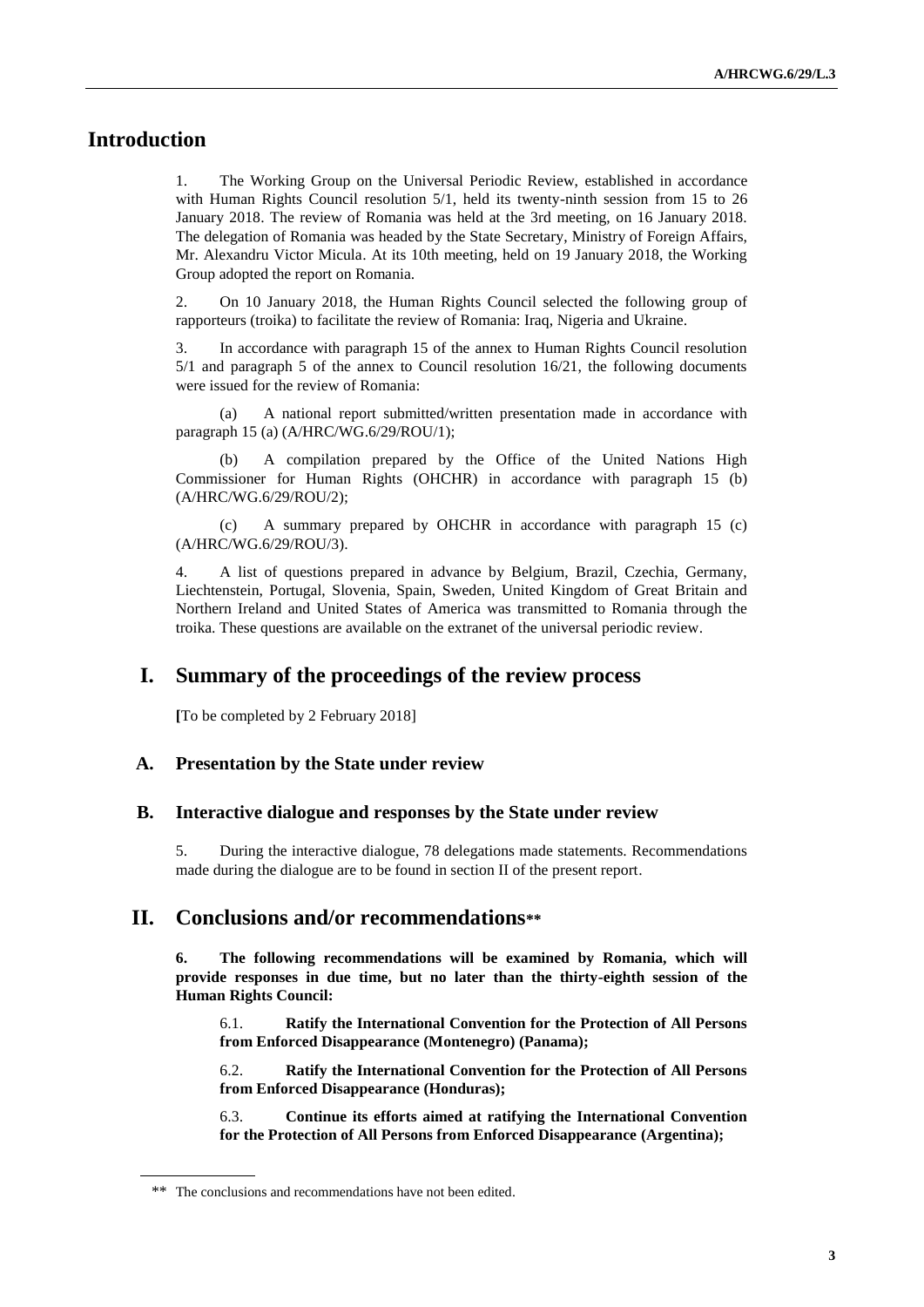# Introduction

1. The Working Group on the Universal Periodic Review, established in accordance with Human Rights Council resolution 5/1, held its twenty-ninth session from 15 to 26 January 2018. The review of Romania was held at the 3rd meeting, on 16 January 2018. The delegation of Romania was headed by the State Secretary, Ministry of Foreign Affairs, Mr. Alexandru Victor Micula. At its 10th meeting, held on 19 January 2018, the Working Group adopted the report on Romania.

2. On 10 January 2018, the Human Rights Council selected the following group of rapporteurs (troika) to facilitate the review of Romania: Iraq, Nigeria and Ukraine.

3. In accordance with paragraph 15 of the annex to Human Rights Council resolution 5/1 and paragraph 5 of the annex to Council resolution 16/21, the following documents were issued for the review of Romania:

(a) A national report submitted/written presentation made in accordance with paragraph 15 (a) (A/HRC/WG.6/29/ROU/1);

(b) A compilation prepared by the Office of the United Nations High Commissioner for Human Rights (OHCHR) in accordance with paragraph 15 (b) (A/HRC/WG.6/29/ROU/2);

(c) A summary prepared by OHCHR in accordance with paragraph 15 (c) (A/HRC/WG.6/29/ROU/3).

4. A list of questions prepared in advance by Belgium, Brazil, Czechia, Germany, Liechtenstein, Portugal, Slovenia, Spain, Sweden, United Kingdom of Great Britain and Northern Ireland and United States of America was transmitted to Romania through the troika. These questions are available on the extranet of the universal periodic review.

# I. Summary of the proceedings of the review process

**[**To be completed by 2 February 2018]

## A. Presentation by the State under review

## B. Interactive dialogue and responses by the State under review

5. During the interactive dialogue, 78 delegations made statements. Recommendations made during the dialogue are to be found in section II of the present report.

# II. Conclusions and/or recommendations**

**6. The following recommendations will be examined by Romania, which will provide responses in due time, but no later than the thirty-eighth session of the Human Rights Council:**

6.1. **Ratify the International Convention for the Protection of All Persons from Enforced Disappearance (Montenegro) (Panama);**

6.2. **Ratify the International Convention for the Protection of All Persons from Enforced Disappearance (Honduras);**

6.3. **Continue its efforts aimed at ratifying the International Convention for the Protection of All Persons from Enforced Disappearance (Argentina);**

** The conclusions and recommendations have not been edited.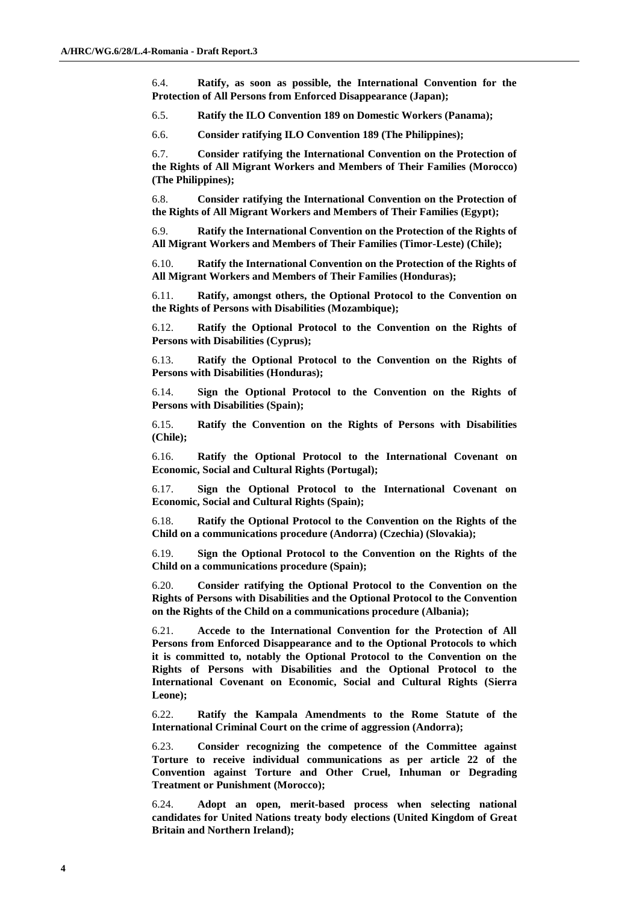6.4. **Ratify, as soon as possible, the International Convention for the Protection of All Persons from Enforced Disappearance (Japan);**

6.5. **Ratify the ILO Convention 189 on Domestic Workers (Panama);**

6.6. **Consider ratifying ILO Convention 189 (The Philippines);**

6.7. **Consider ratifying the International Convention on the Protection of the Rights of All Migrant Workers and Members of Their Families (Morocco) (The Philippines);**

6.8. **Consider ratifying the International Convention on the Protection of the Rights of All Migrant Workers and Members of Their Families (Egypt);**

6.9. **Ratify the International Convention on the Protection of the Rights of All Migrant Workers and Members of Their Families (Timor-Leste) (Chile);**

6.10. **Ratify the International Convention on the Protection of the Rights of All Migrant Workers and Members of Their Families (Honduras);**

6.11. **Ratify, amongst others, the Optional Protocol to the Convention on the Rights of Persons with Disabilities (Mozambique);**

6.12. **Ratify the Optional Protocol to the Convention on the Rights of Persons with Disabilities (Cyprus);**

6.13. **Ratify the Optional Protocol to the Convention on the Rights of Persons with Disabilities (Honduras);**

6.14. **Sign the Optional Protocol to the Convention on the Rights of Persons with Disabilities (Spain);**

6.15. **Ratify the Convention on the Rights of Persons with Disabilities (Chile);**

6.16. **Ratify the Optional Protocol to the International Covenant on Economic, Social and Cultural Rights (Portugal);**

6.17. **Sign the Optional Protocol to the International Covenant on Economic, Social and Cultural Rights (Spain);**

6.18. **Ratify the Optional Protocol to the Convention on the Rights of the Child on a communications procedure (Andorra) (Czechia) (Slovakia);**

6.19. **Sign the Optional Protocol to the Convention on the Rights of the Child on a communications procedure (Spain);**

6.20. **Consider ratifying the Optional Protocol to the Convention on the Rights of Persons with Disabilities and the Optional Protocol to the Convention on the Rights of the Child on a communications procedure (Albania);**

6.21. **Accede to the International Convention for the Protection of All Persons from Enforced Disappearance and to the Optional Protocols to which it is committed to, notably the Optional Protocol to the Convention on the Rights of Persons with Disabilities and the Optional Protocol to the International Covenant on Economic, Social and Cultural Rights (Sierra Leone);**

6.22. **Ratify the Kampala Amendments to the Rome Statute of the International Criminal Court on the crime of aggression (Andorra);**

6.23. **Consider recognizing the competence of the Committee against Torture to receive individual communications as per article 22 of the Convention against Torture and Other Cruel, Inhuman or Degrading Treatment or Punishment (Morocco);**

6.24. **Adopt an open, merit-based process when selecting national candidates for United Nations treaty body elections (United Kingdom of Great Britain and Northern Ireland);**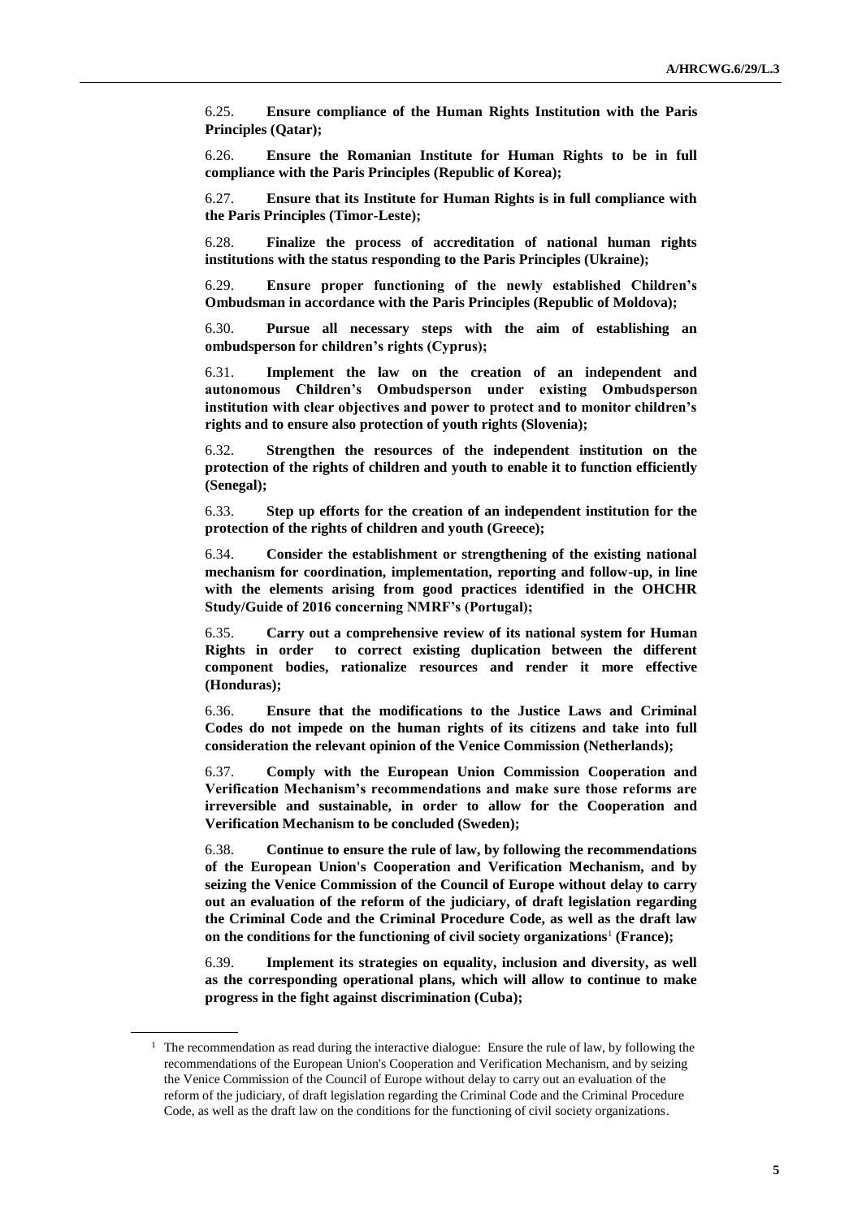6.25. **Ensure compliance of the Human Rights Institution with the Paris Principles (Qatar);**

6.26. **Ensure the Romanian Institute for Human Rights to be in full compliance with the Paris Principles (Republic of Korea);**

6.27. **Ensure that its Institute for Human Rights is in full compliance with the Paris Principles (Timor-Leste);**

6.28. **Finalize the process of accreditation of national human rights institutions with the status responding to the Paris Principles (Ukraine);**

6.29. **Ensure proper functioning of the newly established Children's Ombudsman in accordance with the Paris Principles (Republic of Moldova);**

6.30. **Pursue all necessary steps with the aim of establishing an ombudsperson for children's rights (Cyprus);**

6.31. **Implement the law on the creation of an independent and autonomous Children's Ombudsperson under existing Ombudsperson institution with clear objectives and power to protect and to monitor children's rights and to ensure also protection of youth rights (Slovenia);**

6.32. **Strengthen the resources of the independent institution on the protection of the rights of children and youth to enable it to function efficiently (Senegal);**

6.33. **Step up efforts for the creation of an independent institution for the protection of the rights of children and youth (Greece);**

6.34. **Consider the establishment or strengthening of the existing national mechanism for coordination, implementation, reporting and follow-up, in line with the elements arising from good practices identified in the OHCHR Study/Guide of 2016 concerning NMRF's (Portugal);**

6.35. **Carry out a comprehensive review of its national system for Human Rights in order to correct existing duplication between the different component bodies, rationalize resources and render it more effective (Honduras);**

6.36. **Ensure that the modifications to the Justice Laws and Criminal Codes do not impede on the human rights of its citizens and take into full consideration the relevant opinion of the Venice Commission (Netherlands);**

6.37. **Comply with the European Union Commission Cooperation and Verification Mechanism's recommendations and make sure those reforms are irreversible and sustainable, in order to allow for the Cooperation and Verification Mechanism to be concluded (Sweden);**

6.38. **Continue to ensure the rule of law, by following the recommendations of the European Union's Cooperation and Verification Mechanism, and by seizing the Venice Commission of the Council of Europe without delay to carry out an evaluation of the reform of the judiciary, of draft legislation regarding the Criminal Code and the Criminal Procedure Code, as well as the draft law on the conditions for the functioning of civil society organizations**[1] **(France);**

6.39. **Implement its strategies on equality, inclusion and diversity, as well as the corresponding operational plans, which will allow to continue to make progress in the fight against discrimination (Cuba);**

---

[1] The recommendation as read during the interactive dialogue: Ensure the rule of law, by following the recommendations of the European Union's Cooperation and Verification Mechanism, and by seizing the Venice Commission of the Council of Europe without delay to carry out an evaluation of the reform of the judiciary, of draft legislation regarding the Criminal Code and the Criminal Procedure Code, as well as the draft law on the conditions for the functioning of civil society organizations.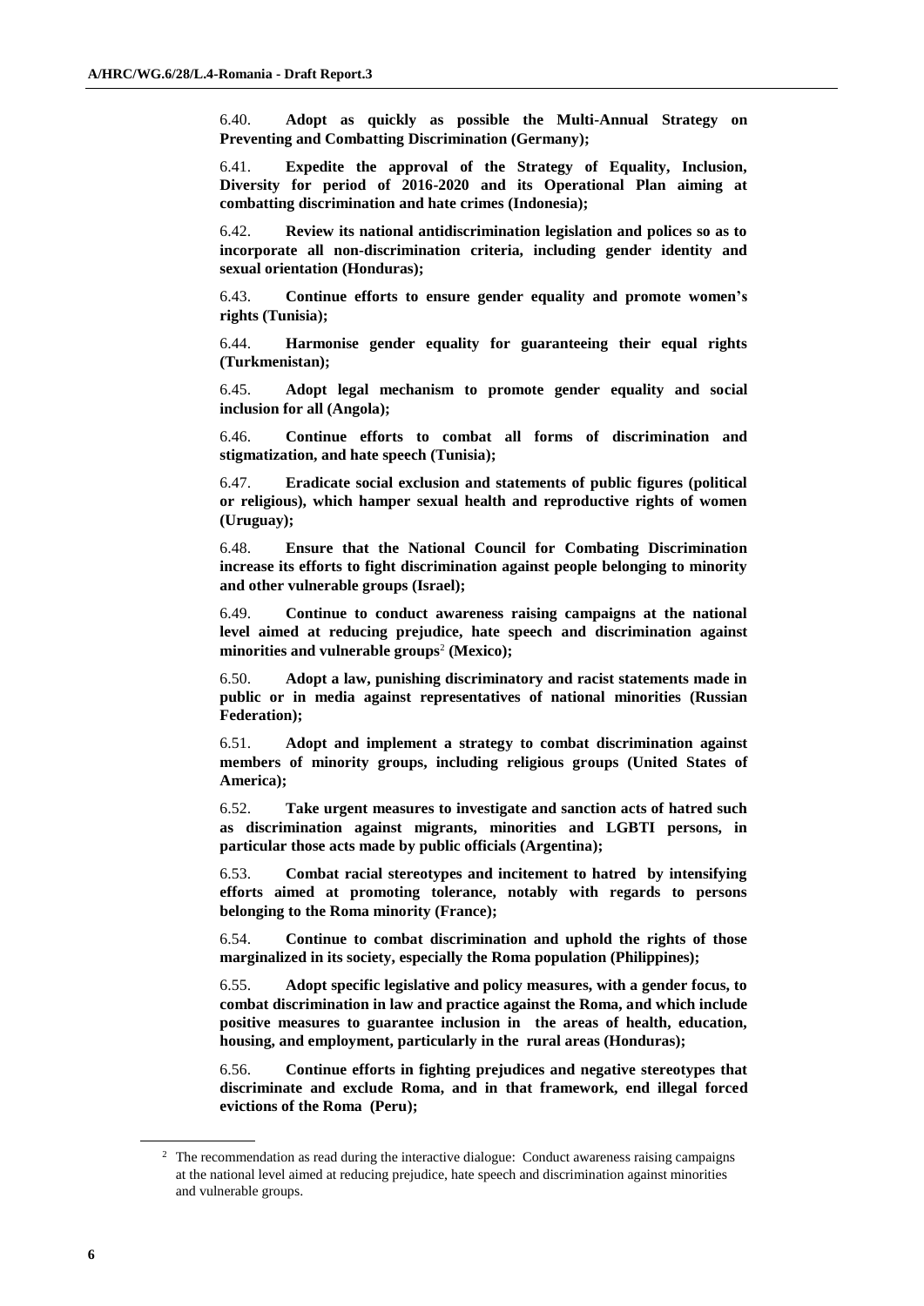6.40. **Adopt as quickly as possible the Multi-Annual Strategy on Preventing and Combatting Discrimination (Germany);**

6.41. **Expedite the approval of the Strategy of Equality, Inclusion, Diversity for period of 2016-2020 and its Operational Plan aiming at combatting discrimination and hate crimes (Indonesia);**

6.42. **Review its national antidiscrimination legislation and polices so as to incorporate all non-discrimination criteria, including gender identity and sexual orientation (Honduras);**

6.43. **Continue efforts to ensure gender equality and promote women's rights (Tunisia);**

6.44. **Harmonise gender equality for guaranteeing their equal rights (Turkmenistan);**

6.45. **Adopt legal mechanism to promote gender equality and social inclusion for all (Angola);**

6.46. **Continue efforts to combat all forms of discrimination and stigmatization, and hate speech (Tunisia);**

6.47. **Eradicate social exclusion and statements of public figures (political or religious), which hamper sexual health and reproductive rights of women (Uruguay);**

6.48. **Ensure that the National Council for Combating Discrimination increase its efforts to fight discrimination against people belonging to minority and other vulnerable groups (Israel);**

6.49. **Continue to conduct awareness raising campaigns at the national level aimed at reducing prejudice, hate speech and discrimination against minorities and vulnerable groups**[2] **(Mexico);**

6.50. **Adopt a law, punishing discriminatory and racist statements made in public or in media against representatives of national minorities (Russian Federation);**

6.51. **Adopt and implement a strategy to combat discrimination against members of minority groups, including religious groups (United States of America);**

6.52. **Take urgent measures to investigate and sanction acts of hatred such as discrimination against migrants, minorities and LGBTI persons, in particular those acts made by public officials (Argentina);**

6.53. **Combat racial stereotypes and incitement to hatred by intensifying efforts aimed at promoting tolerance, notably with regards to persons belonging to the Roma minority (France);**

6.54. **Continue to combat discrimination and uphold the rights of those marginalized in its society, especially the Roma population (Philippines);**

6.55. **Adopt specific legislative and policy measures, with a gender focus, to combat discrimination in law and practice against the Roma, and which include positive measures to guarantee inclusion in the areas of health, education, housing, and employment, particularly in the rural areas (Honduras);**

6.56. **Continue efforts in fighting prejudices and negative stereotypes that discriminate and exclude Roma, and in that framework, end illegal forced evictions of the Roma (Peru);**

---

[2] The recommendation as read during the interactive dialogue: Conduct awareness raising campaigns at the national level aimed at reducing prejudice, hate speech and discrimination against minorities and vulnerable groups.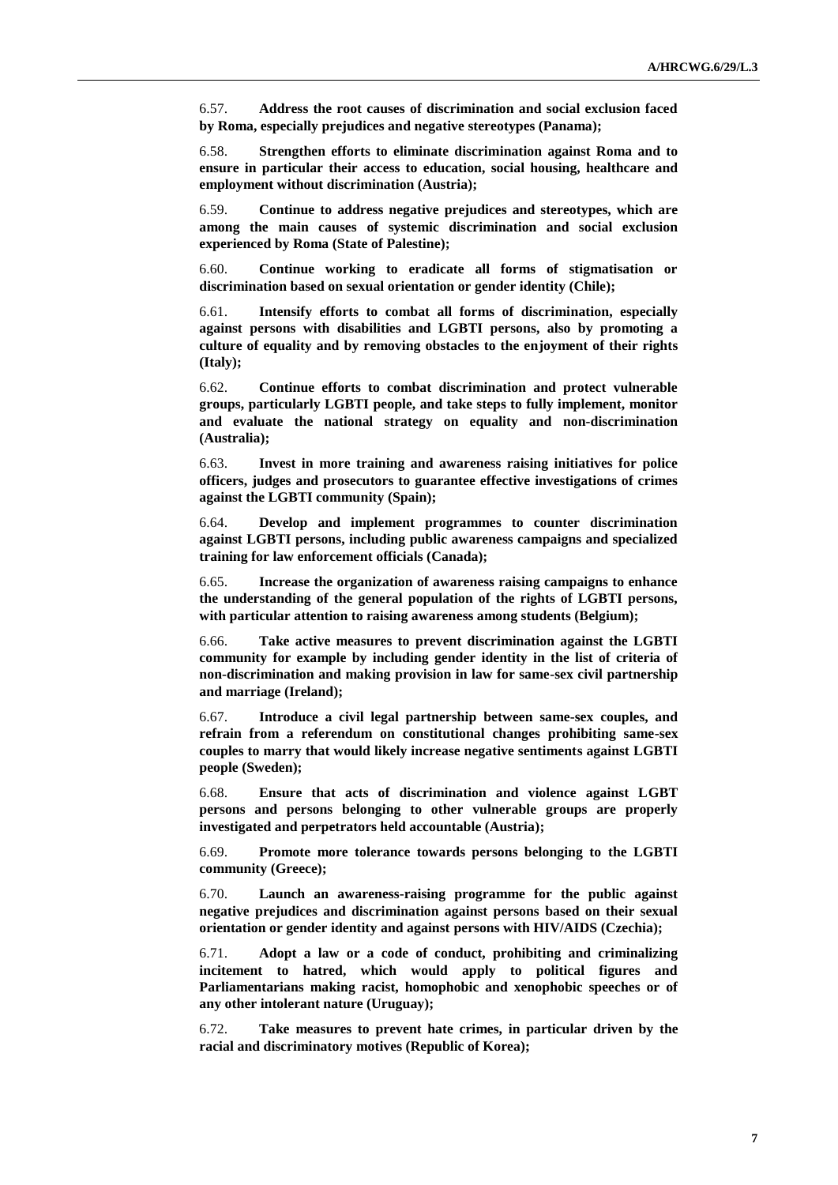6.57. **Address the root causes of discrimination and social exclusion faced by Roma, especially prejudices and negative stereotypes (Panama);**

6.58. **Strengthen efforts to eliminate discrimination against Roma and to ensure in particular their access to education, social housing, healthcare and employment without discrimination (Austria);**

6.59. **Continue to address negative prejudices and stereotypes, which are among the main causes of systemic discrimination and social exclusion experienced by Roma (State of Palestine);**

6.60. **Continue working to eradicate all forms of stigmatisation or discrimination based on sexual orientation or gender identity (Chile);**

6.61. **Intensify efforts to combat all forms of discrimination, especially against persons with disabilities and LGBTI persons, also by promoting a culture of equality and by removing obstacles to the enjoyment of their rights (Italy);**

6.62. **Continue efforts to combat discrimination and protect vulnerable groups, particularly LGBTI people, and take steps to fully implement, monitor and evaluate the national strategy on equality and non-discrimination (Australia);**

6.63. **Invest in more training and awareness raising initiatives for police officers, judges and prosecutors to guarantee effective investigations of crimes against the LGBTI community (Spain);**

6.64. **Develop and implement programmes to counter discrimination against LGBTI persons, including public awareness campaigns and specialized training for law enforcement officials (Canada);**

6.65. **Increase the organization of awareness raising campaigns to enhance the understanding of the general population of the rights of LGBTI persons, with particular attention to raising awareness among students (Belgium);**

6.66. **Take active measures to prevent discrimination against the LGBTI community for example by including gender identity in the list of criteria of non-discrimination and making provision in law for same-sex civil partnership and marriage (Ireland);**

6.67. **Introduce a civil legal partnership between same-sex couples, and refrain from a referendum on constitutional changes prohibiting same-sex couples to marry that would likely increase negative sentiments against LGBTI people (Sweden);**

6.68. **Ensure that acts of discrimination and violence against LGBT persons and persons belonging to other vulnerable groups are properly investigated and perpetrators held accountable (Austria);**

6.69. **Promote more tolerance towards persons belonging to the LGBTI community (Greece);**

6.70. **Launch an awareness-raising programme for the public against negative prejudices and discrimination against persons based on their sexual orientation or gender identity and against persons with HIV/AIDS (Czechia);**

6.71. **Adopt a law or a code of conduct, prohibiting and criminalizing incitement to hatred, which would apply to political figures and Parliamentarians making racist, homophobic and xenophobic speeches or of any other intolerant nature (Uruguay);**

6.72. **Take measures to prevent hate crimes, in particular driven by the racial and discriminatory motives (Republic of Korea);**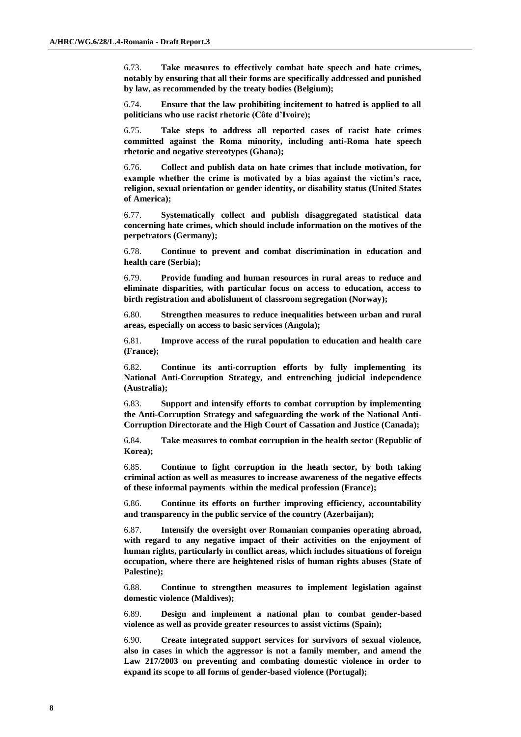6.73. **Take measures to effectively combat hate speech and hate crimes, notably by ensuring that all their forms are specifically addressed and punished by law, as recommended by the treaty bodies (Belgium);**

6.74. **Ensure that the law prohibiting incitement to hatred is applied to all politicians who use racist rhetoric (Côte d'Ivoire);**

6.75. **Take steps to address all reported cases of racist hate crimes committed against the Roma minority, including anti-Roma hate speech rhetoric and negative stereotypes (Ghana);**

6.76. **Collect and publish data on hate crimes that include motivation, for example whether the crime is motivated by a bias against the victim's race, religion, sexual orientation or gender identity, or disability status (United States of America);**

6.77. **Systematically collect and publish disaggregated statistical data concerning hate crimes, which should include information on the motives of the perpetrators (Germany);**

6.78. **Continue to prevent and combat discrimination in education and health care (Serbia);**

6.79. **Provide funding and human resources in rural areas to reduce and eliminate disparities, with particular focus on access to education, access to birth registration and abolishment of classroom segregation (Norway);**

6.80. **Strengthen measures to reduce inequalities between urban and rural areas, especially on access to basic services (Angola);**

6.81. **Improve access of the rural population to education and health care (France);**

6.82. **Continue its anti-corruption efforts by fully implementing its National Anti-Corruption Strategy, and entrenching judicial independence (Australia);**

6.83. **Support and intensify efforts to combat corruption by implementing the Anti-Corruption Strategy and safeguarding the work of the National Anti-Corruption Directorate and the High Court of Cassation and Justice (Canada);**

6.84. **Take measures to combat corruption in the health sector (Republic of Korea);**

6.85. **Continue to fight corruption in the heath sector, by both taking criminal action as well as measures to increase awareness of the negative effects of these informal payments within the medical profession (France);**

6.86. **Continue its efforts on further improving efficiency, accountability and transparency in the public service of the country (Azerbaijan);**

6.87. **Intensify the oversight over Romanian companies operating abroad, with regard to any negative impact of their activities on the enjoyment of human rights, particularly in conflict areas, which includes situations of foreign occupation, where there are heightened risks of human rights abuses (State of Palestine);**

6.88. **Continue to strengthen measures to implement legislation against domestic violence (Maldives);**

6.89. **Design and implement a national plan to combat gender-based violence as well as provide greater resources to assist victims (Spain);**

6.90. **Create integrated support services for survivors of sexual violence, also in cases in which the aggressor is not a family member, and amend the Law 217/2003 on preventing and combating domestic violence in order to expand its scope to all forms of gender-based violence (Portugal);**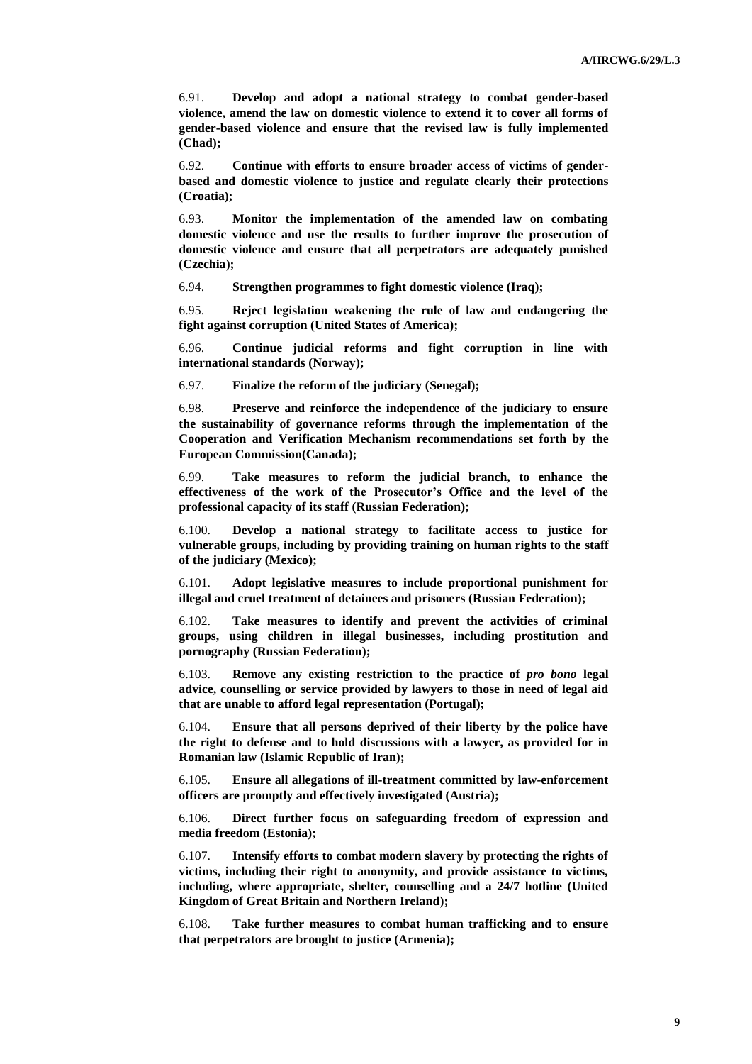6.91. **Develop and adopt a national strategy to combat gender-based violence, amend the law on domestic violence to extend it to cover all forms of gender-based violence and ensure that the revised law is fully implemented (Chad);**

6.92. **Continue with efforts to ensure broader access of victims of gender-based and domestic violence to justice and regulate clearly their protections (Croatia);**

6.93. **Monitor the implementation of the amended law on combating domestic violence and use the results to further improve the prosecution of domestic violence and ensure that all perpetrators are adequately punished (Czechia);**

6.94. **Strengthen programmes to fight domestic violence (Iraq);**

6.95. **Reject legislation weakening the rule of law and endangering the fight against corruption (United States of America);**

6.96. **Continue judicial reforms and fight corruption in line with international standards (Norway);**

6.97. **Finalize the reform of the judiciary (Senegal);**

6.98. **Preserve and reinforce the independence of the judiciary to ensure the sustainability of governance reforms through the implementation of the Cooperation and Verification Mechanism recommendations set forth by the European Commission(Canada);**

6.99. **Take measures to reform the judicial branch, to enhance the effectiveness of the work of the Prosecutor's Office and the level of the professional capacity of its staff (Russian Federation);**

6.100. **Develop a national strategy to facilitate access to justice for vulnerable groups, including by providing training on human rights to the staff of the judiciary (Mexico);**

6.101. **Adopt legislative measures to include proportional punishment for illegal and cruel treatment of detainees and prisoners (Russian Federation);**

6.102. **Take measures to identify and prevent the activities of criminal groups, using children in illegal businesses, including prostitution and pornography (Russian Federation);**

6.103. **Remove any existing restriction to the practice of *pro bono* legal advice, counselling or service provided by lawyers to those in need of legal aid that are unable to afford legal representation (Portugal);**

6.104. **Ensure that all persons deprived of their liberty by the police have the right to defense and to hold discussions with a lawyer, as provided for in Romanian law (Islamic Republic of Iran);**

6.105. **Ensure all allegations of ill-treatment committed by law-enforcement officers are promptly and effectively investigated (Austria);**

6.106. **Direct further focus on safeguarding freedom of expression and media freedom (Estonia);**

6.107. **Intensify efforts to combat modern slavery by protecting the rights of victims, including their right to anonymity, and provide assistance to victims, including, where appropriate, shelter, counselling and a 24/7 hotline (United Kingdom of Great Britain and Northern Ireland);**

6.108. **Take further measures to combat human trafficking and to ensure that perpetrators are brought to justice (Armenia);**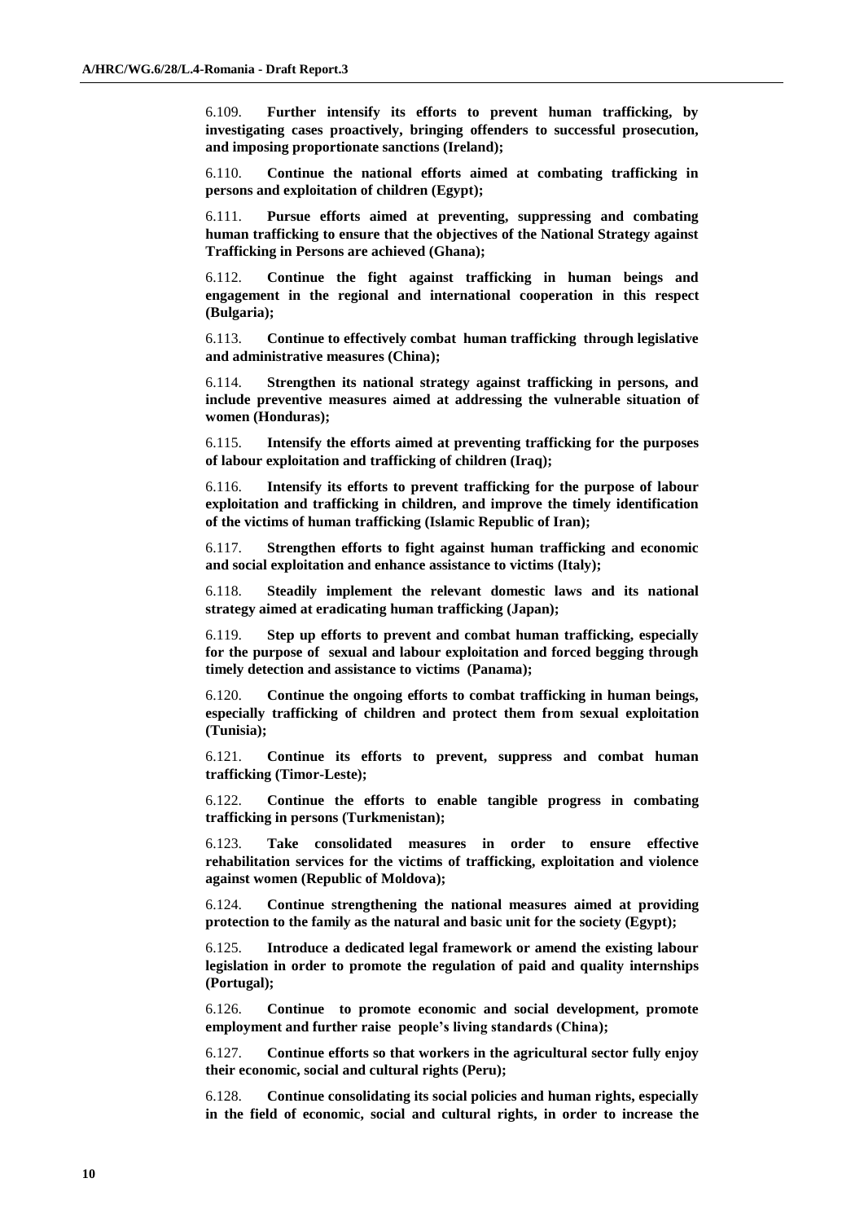6.109. **Further intensify its efforts to prevent human trafficking, by investigating cases proactively, bringing offenders to successful prosecution, and imposing proportionate sanctions (Ireland);**

6.110. **Continue the national efforts aimed at combating trafficking in persons and exploitation of children (Egypt);**

6.111. **Pursue efforts aimed at preventing, suppressing and combating human trafficking to ensure that the objectives of the National Strategy against Trafficking in Persons are achieved (Ghana);**

6.112. **Continue the fight against trafficking in human beings and engagement in the regional and international cooperation in this respect (Bulgaria);**

6.113. **Continue to effectively combat human trafficking through legislative and administrative measures (China);**

6.114. **Strengthen its national strategy against trafficking in persons, and include preventive measures aimed at addressing the vulnerable situation of women (Honduras);**

6.115. **Intensify the efforts aimed at preventing trafficking for the purposes of labour exploitation and trafficking of children (Iraq);**

6.116. **Intensify its efforts to prevent trafficking for the purpose of labour exploitation and trafficking in children, and improve the timely identification of the victims of human trafficking (Islamic Republic of Iran);**

6.117. **Strengthen efforts to fight against human trafficking and economic and social exploitation and enhance assistance to victims (Italy);**

6.118. **Steadily implement the relevant domestic laws and its national strategy aimed at eradicating human trafficking (Japan);**

6.119. **Step up efforts to prevent and combat human trafficking, especially for the purpose of sexual and labour exploitation and forced begging through timely detection and assistance to victims (Panama);**

6.120. **Continue the ongoing efforts to combat trafficking in human beings, especially trafficking of children and protect them from sexual exploitation (Tunisia);**

6.121. **Continue its efforts to prevent, suppress and combat human trafficking (Timor-Leste);**

6.122. **Continue the efforts to enable tangible progress in combating trafficking in persons (Turkmenistan);**

6.123. **Take consolidated measures in order to ensure effective rehabilitation services for the victims of trafficking, exploitation and violence against women (Republic of Moldova);**

6.124. **Continue strengthening the national measures aimed at providing protection to the family as the natural and basic unit for the society (Egypt);**

6.125. **Introduce a dedicated legal framework or amend the existing labour legislation in order to promote the regulation of paid and quality internships (Portugal);**

6.126. **Continue to promote economic and social development, promote employment and further raise people's living standards (China);**

6.127. **Continue efforts so that workers in the agricultural sector fully enjoy their economic, social and cultural rights (Peru);**

6.128. **Continue consolidating its social policies and human rights, especially in the field of economic, social and cultural rights, in order to increase the**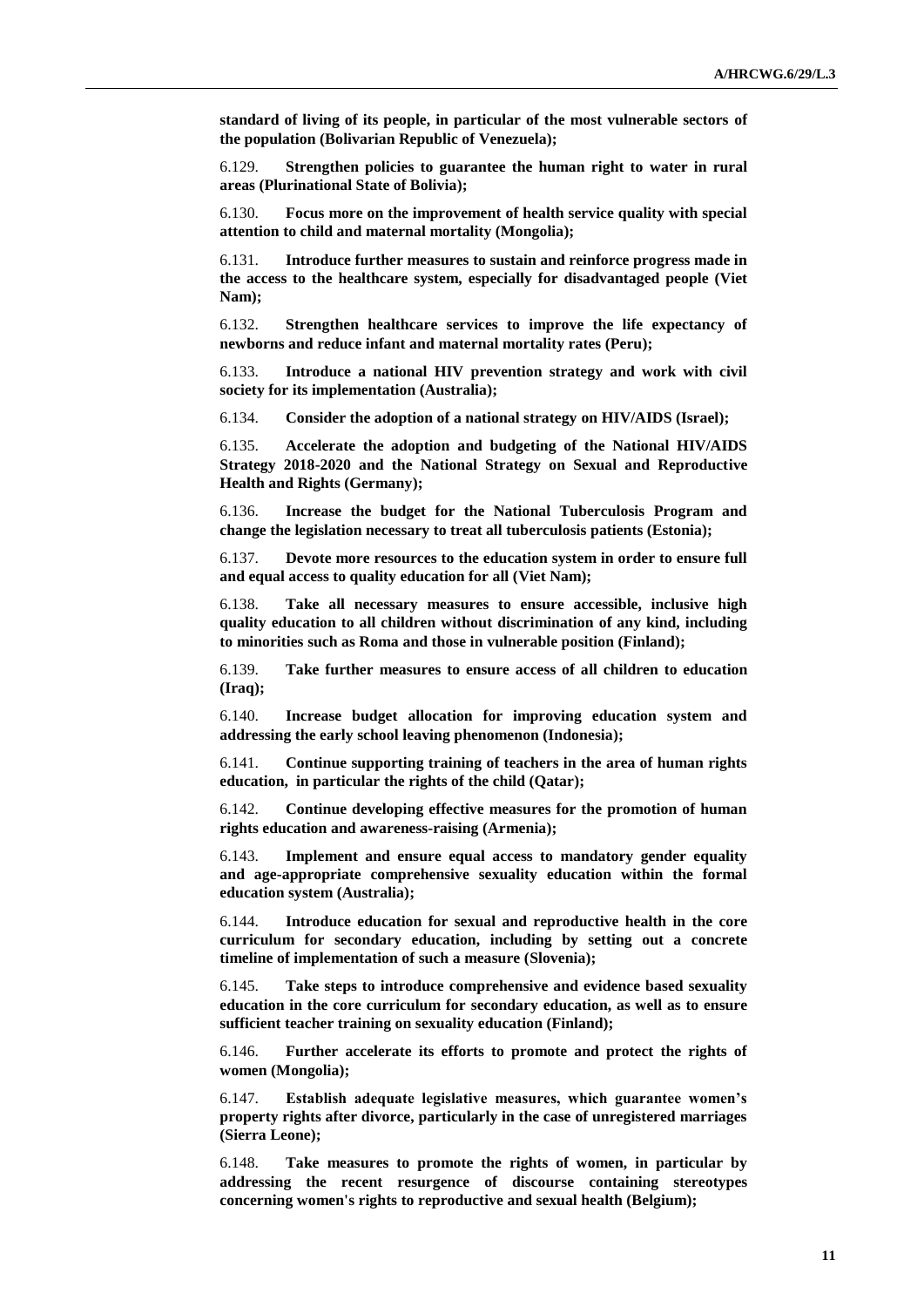**standard of living of its people, in particular of the most vulnerable sectors of the population (Bolivarian Republic of Venezuela);**

6.129. **Strengthen policies to guarantee the human right to water in rural areas (Plurinational State of Bolivia);**

6.130. **Focus more on the improvement of health service quality with special attention to child and maternal mortality (Mongolia);**

6.131. **Introduce further measures to sustain and reinforce progress made in the access to the healthcare system, especially for disadvantaged people (Viet Nam);**

6.132. **Strengthen healthcare services to improve the life expectancy of newborns and reduce infant and maternal mortality rates (Peru);**

6.133. **Introduce a national HIV prevention strategy and work with civil society for its implementation (Australia);**

6.134. **Consider the adoption of a national strategy on HIV/AIDS (Israel);**

6.135. **Accelerate the adoption and budgeting of the National HIV/AIDS Strategy 2018-2020 and the National Strategy on Sexual and Reproductive Health and Rights (Germany);**

6.136. **Increase the budget for the National Tuberculosis Program and change the legislation necessary to treat all tuberculosis patients (Estonia);**

6.137. **Devote more resources to the education system in order to ensure full and equal access to quality education for all (Viet Nam);**

6.138. **Take all necessary measures to ensure accessible, inclusive high quality education to all children without discrimination of any kind, including to minorities such as Roma and those in vulnerable position (Finland);**

6.139. **Take further measures to ensure access of all children to education (Iraq);**

6.140. **Increase budget allocation for improving education system and addressing the early school leaving phenomenon (Indonesia);**

6.141. **Continue supporting training of teachers in the area of human rights education, in particular the rights of the child (Qatar);**

6.142. **Continue developing effective measures for the promotion of human rights education and awareness-raising (Armenia);**

6.143. **Implement and ensure equal access to mandatory gender equality and age-appropriate comprehensive sexuality education within the formal education system (Australia);**

6.144. **Introduce education for sexual and reproductive health in the core curriculum for secondary education, including by setting out a concrete timeline of implementation of such a measure (Slovenia);**

6.145. **Take steps to introduce comprehensive and evidence based sexuality education in the core curriculum for secondary education, as well as to ensure sufficient teacher training on sexuality education (Finland);**

6.146. **Further accelerate its efforts to promote and protect the rights of women (Mongolia);**

6.147. **Establish adequate legislative measures, which guarantee women's property rights after divorce, particularly in the case of unregistered marriages (Sierra Leone);**

6.148. **Take measures to promote the rights of women, in particular by addressing the recent resurgence of discourse containing stereotypes concerning women's rights to reproductive and sexual health (Belgium);**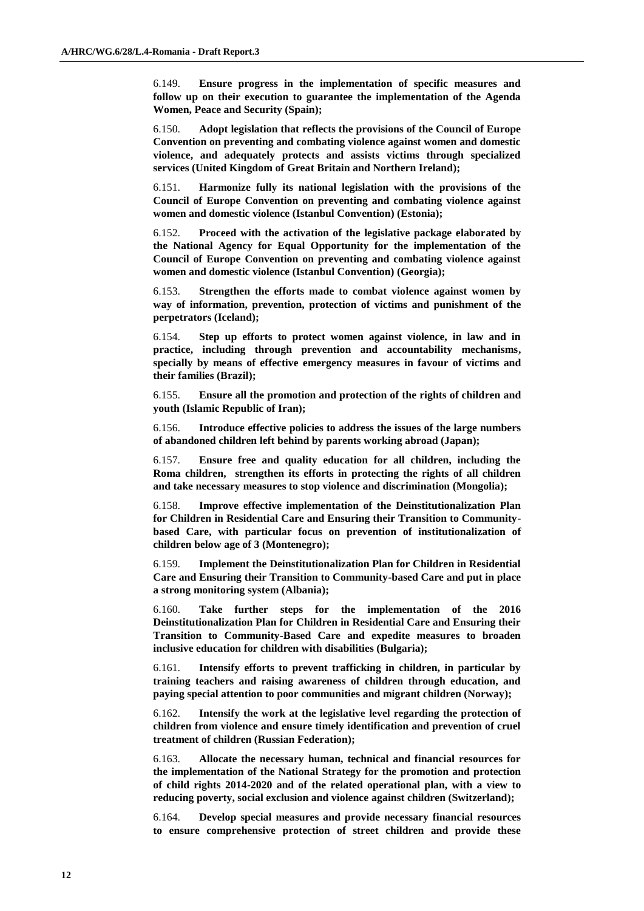6.149. **Ensure progress in the implementation of specific measures and follow up on their execution to guarantee the implementation of the Agenda Women, Peace and Security (Spain);**

6.150. **Adopt legislation that reflects the provisions of the Council of Europe Convention on preventing and combating violence against women and domestic violence, and adequately protects and assists victims through specialized services (United Kingdom of Great Britain and Northern Ireland);**

6.151. **Harmonize fully its national legislation with the provisions of the Council of Europe Convention on preventing and combating violence against women and domestic violence (Istanbul Convention) (Estonia);**

6.152. **Proceed with the activation of the legislative package elaborated by the National Agency for Equal Opportunity for the implementation of the Council of Europe Convention on preventing and combating violence against women and domestic violence (Istanbul Convention) (Georgia);**

6.153. **Strengthen the efforts made to combat violence against women by way of information, prevention, protection of victims and punishment of the perpetrators (Iceland);**

6.154. **Step up efforts to protect women against violence, in law and in practice, including through prevention and accountability mechanisms, specially by means of effective emergency measures in favour of victims and their families (Brazil);**

6.155. **Ensure all the promotion and protection of the rights of children and youth (Islamic Republic of Iran);**

6.156. **Introduce effective policies to address the issues of the large numbers of abandoned children left behind by parents working abroad (Japan);**

6.157. **Ensure free and quality education for all children, including the Roma children, strengthen its efforts in protecting the rights of all children and take necessary measures to stop violence and discrimination (Mongolia);**

6.158. **Improve effective implementation of the Deinstitutionalization Plan for Children in Residential Care and Ensuring their Transition to Community-based Care, with particular focus on prevention of institutionalization of children below age of 3 (Montenegro);**

6.159. **Implement the Deinstitutionalization Plan for Children in Residential Care and Ensuring their Transition to Community-based Care and put in place a strong monitoring system (Albania);**

6.160. **Take further steps for the implementation of the 2016 Deinstitutionalization Plan for Children in Residential Care and Ensuring their Transition to Community-Based Care and expedite measures to broaden inclusive education for children with disabilities (Bulgaria);**

6.161. **Intensify efforts to prevent trafficking in children, in particular by training teachers and raising awareness of children through education, and paying special attention to poor communities and migrant children (Norway);**

6.162. **Intensify the work at the legislative level regarding the protection of children from violence and ensure timely identification and prevention of cruel treatment of children (Russian Federation);**

6.163. **Allocate the necessary human, technical and financial resources for the implementation of the National Strategy for the promotion and protection of child rights 2014-2020 and of the related operational plan, with a view to reducing poverty, social exclusion and violence against children (Switzerland);**

6.164. **Develop special measures and provide necessary financial resources to ensure comprehensive protection of street children and provide these**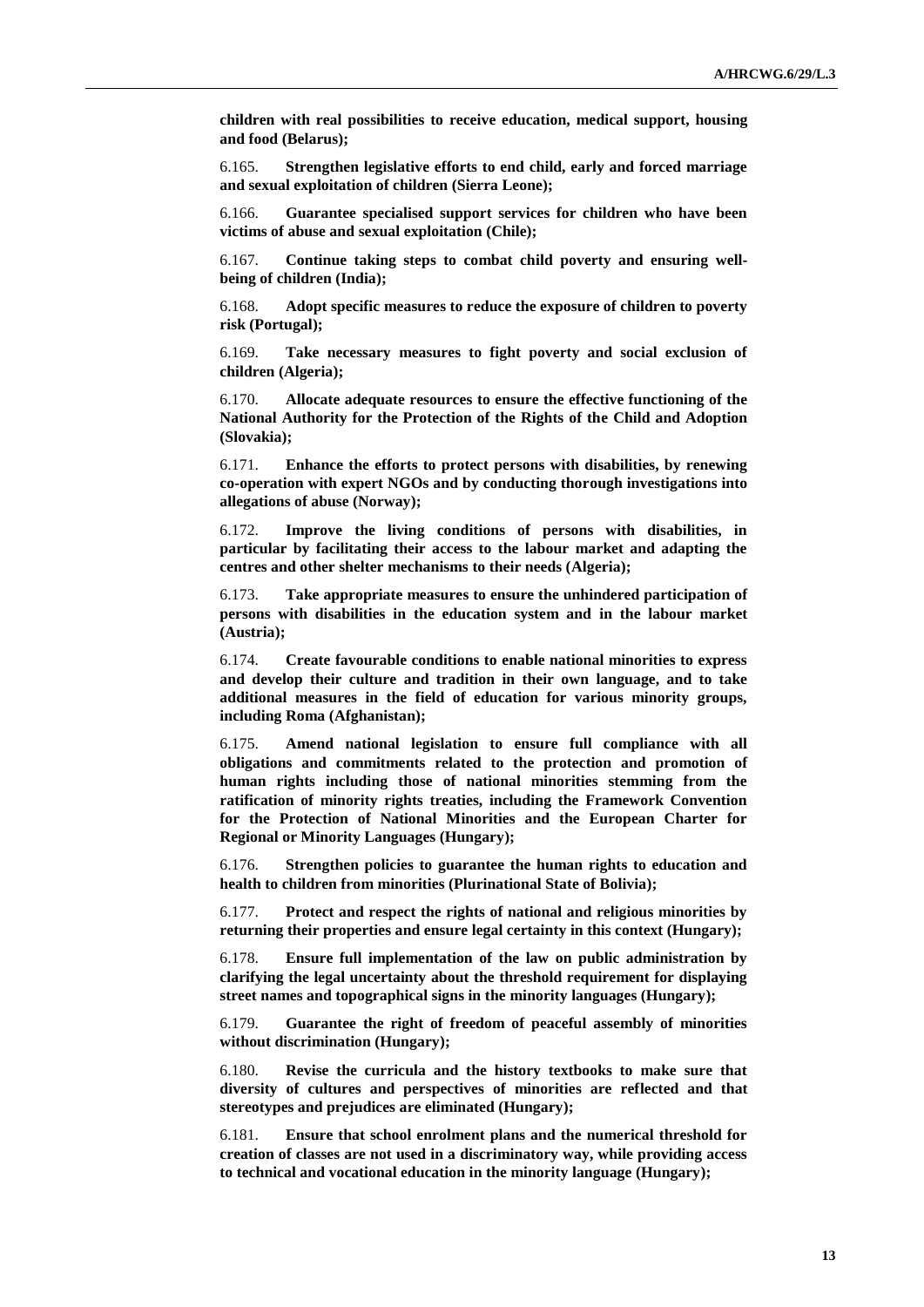**children with real possibilities to receive education, medical support, housing and food (Belarus);**

6.165. **Strengthen legislative efforts to end child, early and forced marriage and sexual exploitation of children (Sierra Leone);**

6.166. **Guarantee specialised support services for children who have been victims of abuse and sexual exploitation (Chile);**

6.167. **Continue taking steps to combat child poverty and ensuring well-being of children (India);**

6.168. **Adopt specific measures to reduce the exposure of children to poverty risk (Portugal);**

6.169. **Take necessary measures to fight poverty and social exclusion of children (Algeria);**

6.170. **Allocate adequate resources to ensure the effective functioning of the National Authority for the Protection of the Rights of the Child and Adoption (Slovakia);**

6.171. **Enhance the efforts to protect persons with disabilities, by renewing co-operation with expert NGOs and by conducting thorough investigations into allegations of abuse (Norway);**

6.172. **Improve the living conditions of persons with disabilities, in particular by facilitating their access to the labour market and adapting the centres and other shelter mechanisms to their needs (Algeria);**

6.173. **Take appropriate measures to ensure the unhindered participation of persons with disabilities in the education system and in the labour market (Austria);**

6.174. **Create favourable conditions to enable national minorities to express and develop their culture and tradition in their own language, and to take additional measures in the field of education for various minority groups, including Roma (Afghanistan);**

6.175. **Amend national legislation to ensure full compliance with all obligations and commitments related to the protection and promotion of human rights including those of national minorities stemming from the ratification of minority rights treaties, including the Framework Convention for the Protection of National Minorities and the European Charter for Regional or Minority Languages (Hungary);**

6.176. **Strengthen policies to guarantee the human rights to education and health to children from minorities (Plurinational State of Bolivia);**

6.177. **Protect and respect the rights of national and religious minorities by returning their properties and ensure legal certainty in this context (Hungary);**

6.178. **Ensure full implementation of the law on public administration by clarifying the legal uncertainty about the threshold requirement for displaying street names and topographical signs in the minority languages (Hungary);**

6.179. **Guarantee the right of freedom of peaceful assembly of minorities without discrimination (Hungary);**

6.180. **Revise the curricula and the history textbooks to make sure that diversity of cultures and perspectives of minorities are reflected and that stereotypes and prejudices are eliminated (Hungary);**

6.181. **Ensure that school enrolment plans and the numerical threshold for creation of classes are not used in a discriminatory way, while providing access to technical and vocational education in the minority language (Hungary);**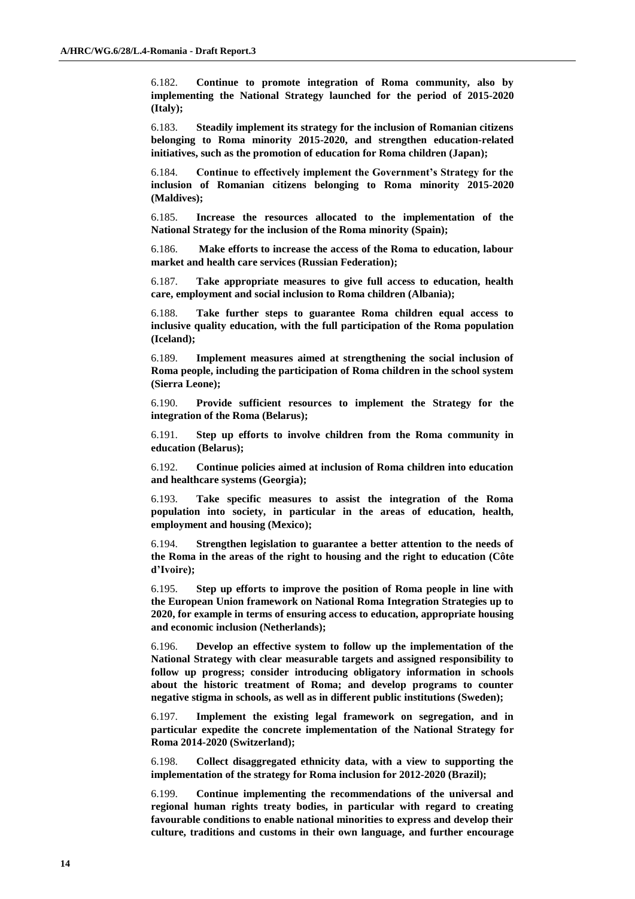6.182. **Continue to promote integration of Roma community, also by implementing the National Strategy launched for the period of 2015-2020 (Italy);**

6.183. **Steadily implement its strategy for the inclusion of Romanian citizens belonging to Roma minority 2015-2020, and strengthen education-related initiatives, such as the promotion of education for Roma children (Japan);**

6.184. **Continue to effectively implement the Government's Strategy for the inclusion of Romanian citizens belonging to Roma minority 2015-2020 (Maldives);**

6.185. **Increase the resources allocated to the implementation of the National Strategy for the inclusion of the Roma minority (Spain);**

6.186. **Make efforts to increase the access of the Roma to education, labour market and health care services (Russian Federation);**

6.187. **Take appropriate measures to give full access to education, health care, employment and social inclusion to Roma children (Albania);**

6.188. **Take further steps to guarantee Roma children equal access to inclusive quality education, with the full participation of the Roma population (Iceland);**

6.189. **Implement measures aimed at strengthening the social inclusion of Roma people, including the participation of Roma children in the school system (Sierra Leone);**

6.190. **Provide sufficient resources to implement the Strategy for the integration of the Roma (Belarus);**

6.191. **Step up efforts to involve children from the Roma community in education (Belarus);**

6.192. **Continue policies aimed at inclusion of Roma children into education and healthcare systems (Georgia);**

6.193. **Take specific measures to assist the integration of the Roma population into society, in particular in the areas of education, health, employment and housing (Mexico);**

6.194. **Strengthen legislation to guarantee a better attention to the needs of the Roma in the areas of the right to housing and the right to education (Côte d'Ivoire);**

6.195. **Step up efforts to improve the position of Roma people in line with the European Union framework on National Roma Integration Strategies up to 2020, for example in terms of ensuring access to education, appropriate housing and economic inclusion (Netherlands);**

6.196. **Develop an effective system to follow up the implementation of the National Strategy with clear measurable targets and assigned responsibility to follow up progress; consider introducing obligatory information in schools about the historic treatment of Roma; and develop programs to counter negative stigma in schools, as well as in different public institutions (Sweden);**

6.197. **Implement the existing legal framework on segregation, and in particular expedite the concrete implementation of the National Strategy for Roma 2014-2020 (Switzerland);**

6.198. **Collect disaggregated ethnicity data, with a view to supporting the implementation of the strategy for Roma inclusion for 2012-2020 (Brazil);**

6.199. **Continue implementing the recommendations of the universal and regional human rights treaty bodies, in particular with regard to creating favourable conditions to enable national minorities to express and develop their culture, traditions and customs in their own language, and further encourage**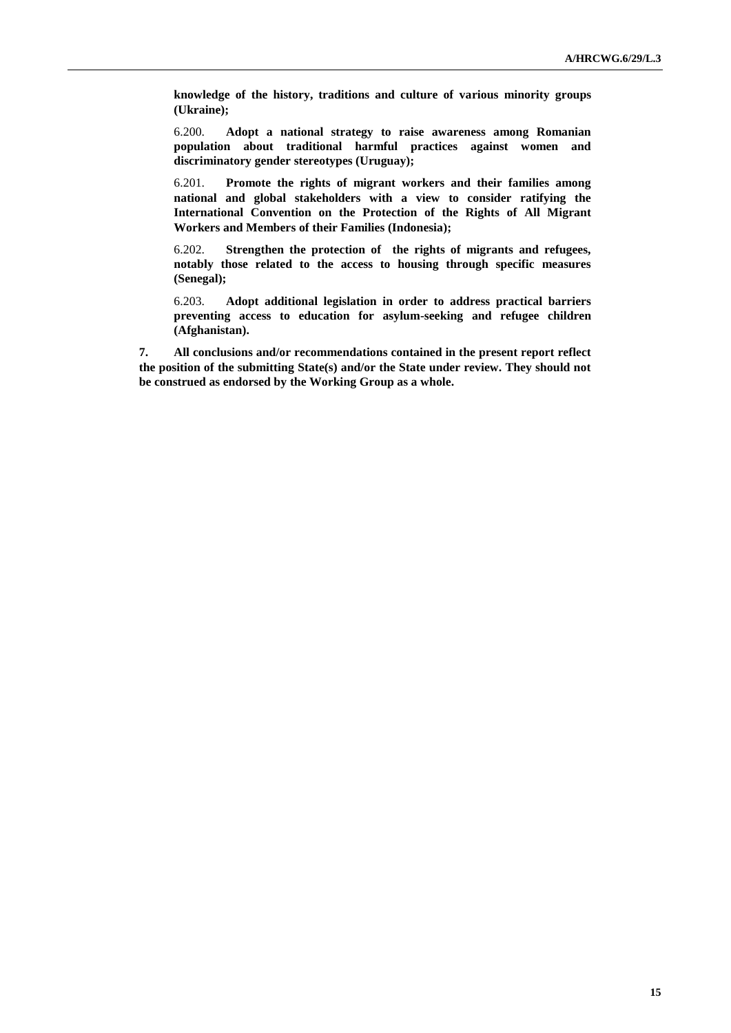**knowledge of the history, traditions and culture of various minority groups (Ukraine);**

6.200. **Adopt a national strategy to raise awareness among Romanian population about traditional harmful practices against women and discriminatory gender stereotypes (Uruguay);**

6.201. **Promote the rights of migrant workers and their families among national and global stakeholders with a view to consider ratifying the International Convention on the Protection of the Rights of All Migrant Workers and Members of their Families (Indonesia);**

6.202. **Strengthen the protection of the rights of migrants and refugees, notably those related to the access to housing through specific measures (Senegal);**

6.203. **Adopt additional legislation in order to address practical barriers preventing access to education for asylum-seeking and refugee children (Afghanistan).**

**7. All conclusions and/or recommendations contained in the present report reflect the position of the submitting State(s) and/or the State under review. They should not be construed as endorsed by the Working Group as a whole.**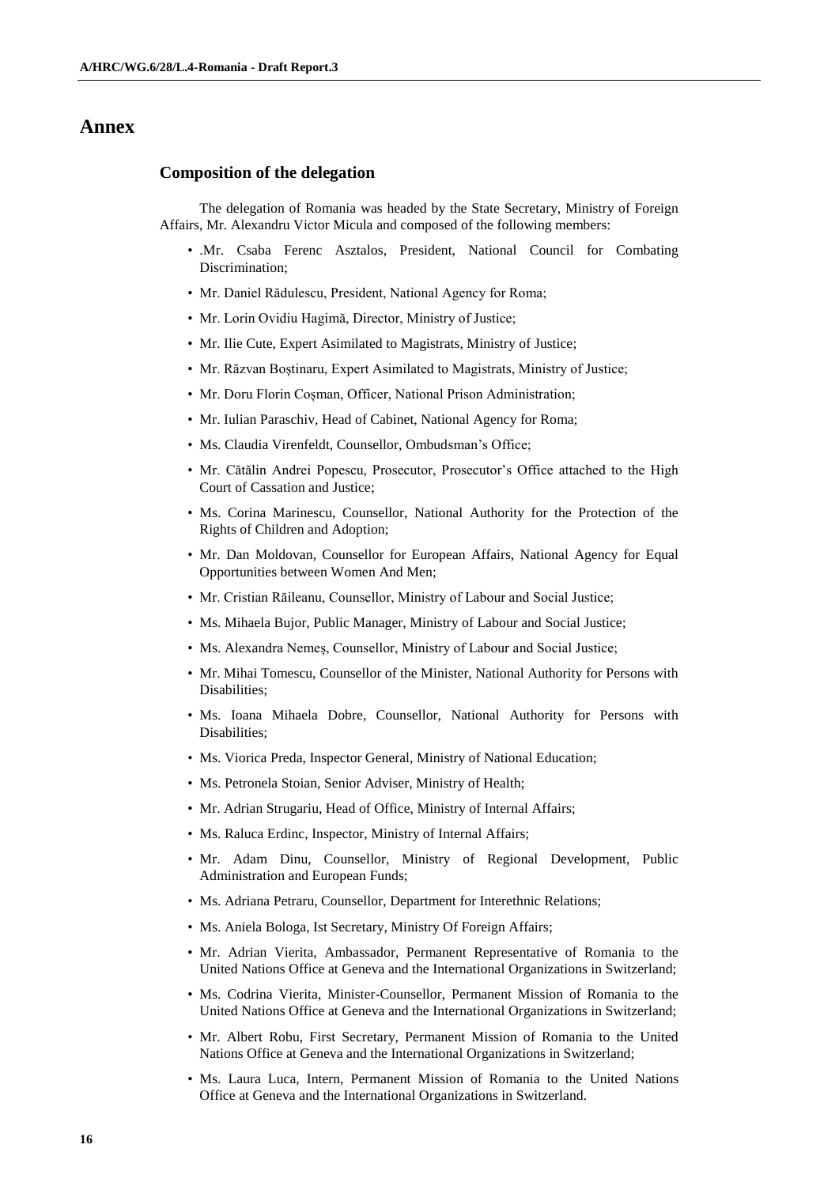# Annex

## Composition of the delegation

The delegation of Romania was headed by the State Secretary, Ministry of Foreign Affairs, Mr. Alexandru Victor Micula and composed of the following members:

- .Mr. Csaba Ferenc Asztalos, President, National Council for Combating Discrimination;
- Mr. Daniel Rădulescu, President, National Agency for Roma;
- Mr. Lorin Ovidiu Hagimă, Director, Ministry of Justice;
- Mr. Ilie Cute, Expert Asimilated to Magistrats, Ministry of Justice;
- Mr. Răzvan Boștinaru, Expert Asimilated to Magistrats, Ministry of Justice;
- Mr. Doru Florin Coșman, Officer, National Prison Administration;
- Mr. Iulian Paraschiv, Head of Cabinet, National Agency for Roma;
- Ms. Claudia Virenfeldt, Counsellor, Ombudsman's Office;
- Mr. Cătălin Andrei Popescu, Prosecutor, Prosecutor's Office attached to the High Court of Cassation and Justice;
- Ms. Corina Marinescu, Counsellor, National Authority for the Protection of the Rights of Children and Adoption;
- Mr. Dan Moldovan, Counsellor for European Affairs, National Agency for Equal Opportunities between Women And Men;
- Mr. Cristian Răileanu, Counsellor, Ministry of Labour and Social Justice;
- Ms. Mihaela Bujor, Public Manager, Ministry of Labour and Social Justice;
- Ms. Alexandra Nemeș, Counsellor, Ministry of Labour and Social Justice;
- Mr. Mihai Tomescu, Counsellor of the Minister, National Authority for Persons with Disabilities;
- Ms. Ioana Mihaela Dobre, Counsellor, National Authority for Persons with Disabilities;
- Ms. Viorica Preda, Inspector General, Ministry of National Education;
- Ms. Petronela Stoian, Senior Adviser, Ministry of Health;
- Mr. Adrian Strugariu, Head of Office, Ministry of Internal Affairs;
- Ms. Raluca Erdinc, Inspector, Ministry of Internal Affairs;
- Mr. Adam Dinu, Counsellor, Ministry of Regional Development, Public Administration and European Funds;
- Ms. Adriana Petraru, Counsellor, Department for Interethnic Relations;
- Ms. Aniela Bologa, Ist Secretary, Ministry Of Foreign Affairs;
- Mr. Adrian Vierita, Ambassador, Permanent Representative of Romania to the United Nations Office at Geneva and the International Organizations in Switzerland;
- Ms. Codrina Vierita, Minister-Counsellor, Permanent Mission of Romania to the United Nations Office at Geneva and the International Organizations in Switzerland;
- Mr. Albert Robu, First Secretary, Permanent Mission of Romania to the United Nations Office at Geneva and the International Organizations in Switzerland;
- Ms. Laura Luca, Intern, Permanent Mission of Romania to the United Nations Office at Geneva and the International Organizations in Switzerland.